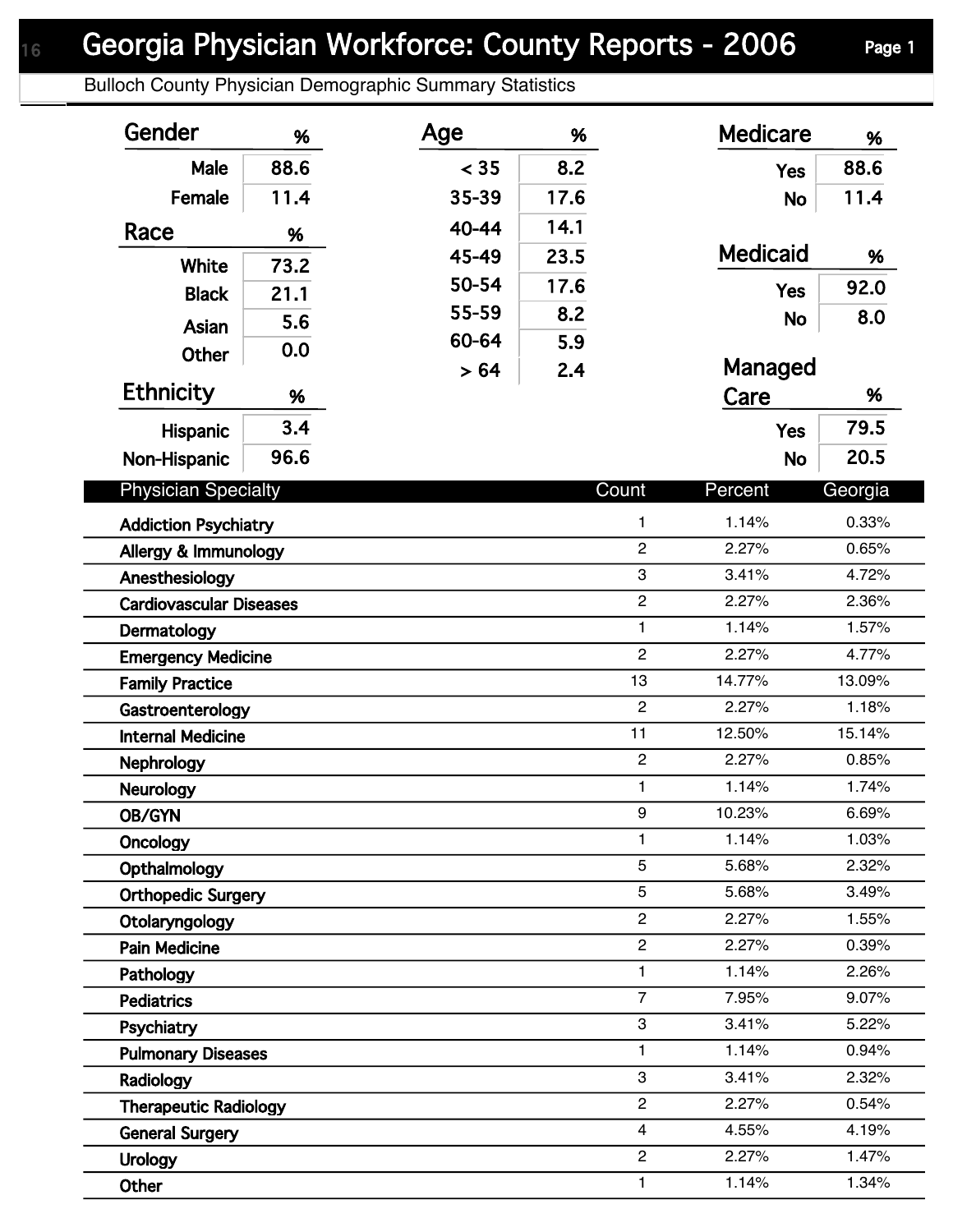# Georgia Physician Workforce: County Reports - 2006

## Bulloch County Physician Demographic Summary Statistics

| Gender | % |
|---|---|
| Male | 88.6 |
| Female | 11.4 |

| Race | % |
|---|---|
| White | 73.2 |
| Black | 21.1 |
| Asian | 5.6 |
| Other | 0.0 |

| Ethnicity | % |
|---|---|
| Hispanic | 3.4 |
| Non-Hispanic | 96.6 |

| Age | % |
|---|---|
| < 35 | 8.2 |
| 35-39 | 17.6 |
| 40-44 | 14.1 |
| 45-49 | 23.5 |
| 50-54 | 17.6 |
| 55-59 | 8.2 |
| 60-64 | 5.9 |
| > 64 | 2.4 |

| Medicare | % |
|---|---|
| Yes | 88.6 |
| No | 11.4 |

| Medicaid | % |
|---|---|
| Yes | 92.0 |
| No | 8.0 |

| Managed Care | % |
|---|---|
| Yes | 79.5 |
| No | 20.5 |

| Physician Specialty | Count | Percent | Georgia |
|---|---|---|---|
| Addiction Psychiatry | 1 | 1.14% | 0.33% |
| Allergy & Immunology | 2 | 2.27% | 0.65% |
| Anesthesiology | 3 | 3.41% | 4.72% |
| Cardiovascular Diseases | 2 | 2.27% | 2.36% |
| Dermatology | 1 | 1.14% | 1.57% |
| Emergency Medicine | 2 | 2.27% | 4.77% |
| Family Practice | 13 | 14.77% | 13.09% |
| Gastroenterology | 2 | 2.27% | 1.18% |
| Internal Medicine | 11 | 12.50% | 15.14% |
| Nephrology | 2 | 2.27% | 0.85% |
| Neurology | 1 | 1.14% | 1.74% |
| OB/GYN | 9 | 10.23% | 6.69% |
| Oncology | 1 | 1.14% | 1.03% |
| Opthalmology | 5 | 5.68% | 2.32% |
| Orthopedic Surgery | 5 | 5.68% | 3.49% |
| Otolaryngology | 2 | 2.27% | 1.55% |
| Pain Medicine | 2 | 2.27% | 0.39% |
| Pathology | 1 | 1.14% | 2.26% |
| Pediatrics | 7 | 7.95% | 9.07% |
| Psychiatry | 3 | 3.41% | 5.22% |
| Pulmonary Diseases | 1 | 1.14% | 0.94% |
| Radiology | 3 | 3.41% | 2.32% |
| Therapeutic Radiology | 2 | 2.27% | 0.54% |
| General Surgery | 4 | 4.55% | 4.19% |
| Urology | 2 | 2.27% | 1.47% |
| Other | 1 | 1.14% | 1.34% |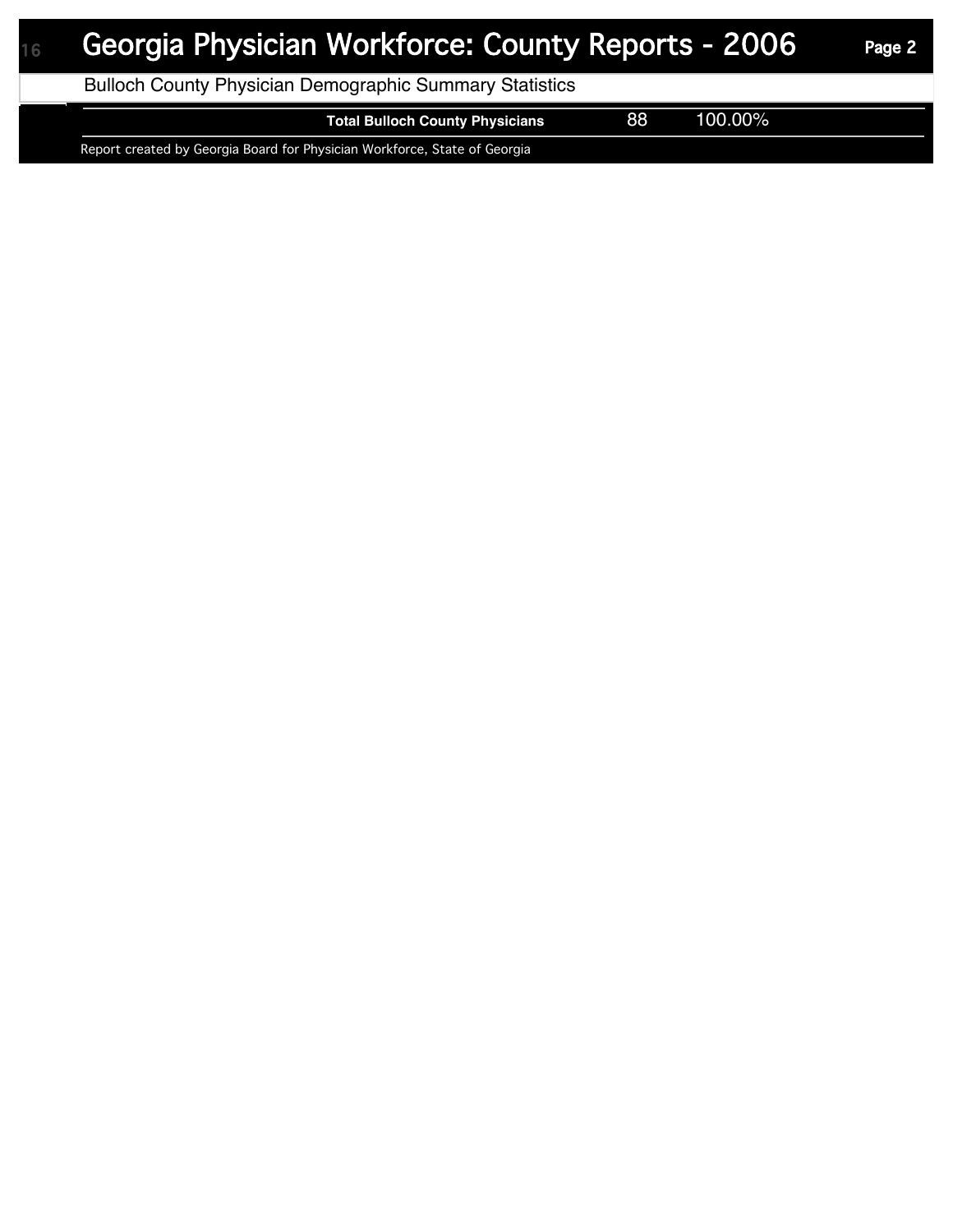# Georgia Physician Workforce: County Reports - 2006

## Bulloch County Physician Demographic Summary Statistics

| | | |
|---|---|---|
| **Total Bulloch County Physicians** | 88 | 100.00% |

Report created by Georgia Board for Physician Workforce, State of Georgia